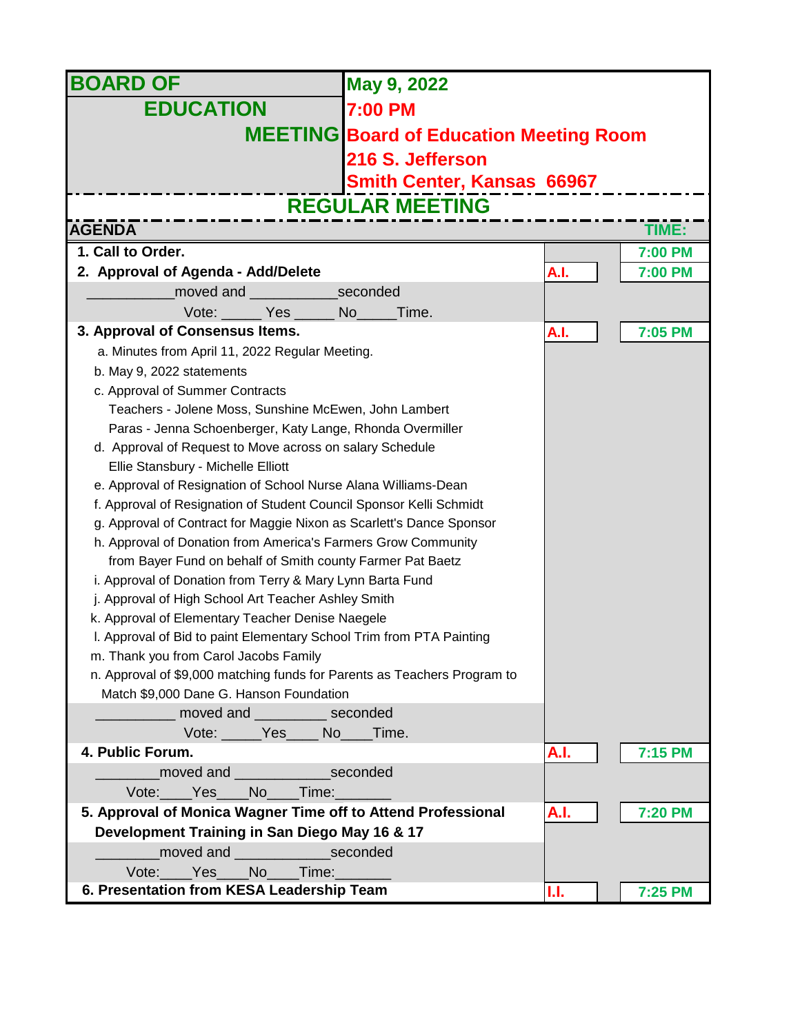# BOARD OF EDUCATION MEETING

**May 9, 2022**
**7:00 PM**
**Board of Education Meeting Room**
**216 S. Jefferson**
**Smith Center, Kansas 66967**

## REGULAR MEETING

| AGENDA | | TIME: |
|---|---|---|
| **1. Call to Order.** | | 7:00 PM |
| **2. Approval of Agenda - Add/Delete** | A.I. | 7:00 PM |
| ___________moved and ___________seconded<br>Vote: _____ Yes _____ No_____Time. | | |
| **3. Approval of Consensus Items.** | A.I. | 7:05 PM |
| a. Minutes from April 11, 2022 Regular Meeting.<br>b. May 9, 2022 statements<br>c. Approval of Summer Contracts<br>Teachers - Jolene Moss, Sunshine McEwen, John Lambert<br>Paras - Jenna Schoenberger, Katy Lange, Rhonda Overmiller<br>d. Approval of Request to Move across on salary Schedule<br>Ellie Stansbury - Michelle Elliott<br>e. Approval of Resignation of School Nurse Alana Williams-Dean<br>f. Approval of Resignation of Student Council Sponsor Kelli Schmidt<br>g. Approval of Contract for Maggie Nixon as Scarlett's Dance Sponsor<br>h. Approval of Donation from America's Farmers Grow Community<br>from Bayer Fund on behalf of Smith county Farmer Pat Baetz<br>i. Approval of Donation from Terry & Mary Lynn Barta Fund<br>j. Approval of High School Art Teacher Ashley Smith<br>k. Approval of Elementary Teacher Denise Naegele<br>l. Approval of Bid to paint Elementary School Trim from PTA Painting<br>m. Thank you from Carol Jacobs Family<br>n. Approval of $9,000 matching funds for Parents as Teachers Program to<br>Match $9,000 Dane G. Hanson Foundation | | |
| __________ moved and _________ seconded<br>Vote: _____Yes____ No____Time. | | |
| **4. Public Forum.** | A.I. | 7:15 PM |
| ________moved and ____________seconded<br>Vote:____Yes____No____Time:_______ | | |
| **5. Approval of Monica Wagner Time off to Attend Professional Development Training in San Diego May 16 & 17** | A.I. | 7:20 PM |
| ________moved and ____________seconded<br>Vote:____Yes____No____Time:_______ | | |
| **6. Presentation from KESA Leadership Team** | I.I. | 7:25 PM |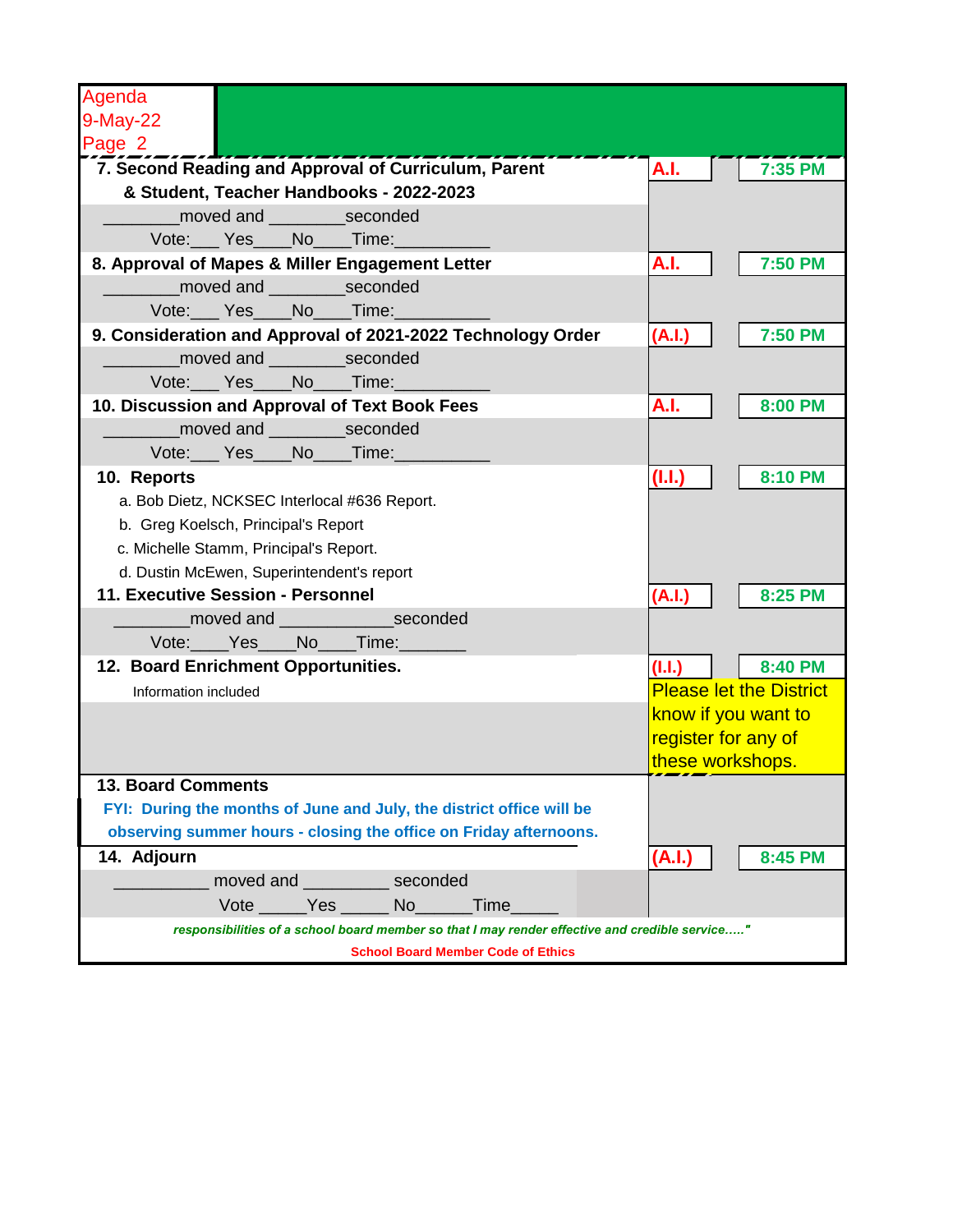Agenda
9-May-22
Page 2

| | | |
|---|---|---|
| **7. Second Reading and Approval of Curriculum, Parent & Student, Teacher Handbooks - 2022-2023** | **A.I.** | **7:35 PM** |
| ________moved and ________seconded | | |
| Vote:___ Yes____No____Time:__________ | | |
| **8. Approval of Mapes & Miller Engagement Letter** | **A.I.** | **7:50 PM** |
| ________moved and ________seconded | | |
| Vote:___ Yes____No____Time:__________ | | |
| **9. Consideration and Approval of 2021-2022 Technology Order** | **(A.I.)** | **7:50 PM** |
| ________moved and ________seconded | | |
| Vote:___ Yes____No____Time:__________ | | |
| **10. Discussion and Approval of Text Book Fees** | **A.I.** | **8:00 PM** |
| ________moved and ________seconded | | |
| Vote:___ Yes____No____Time:__________ | | |
| **10. Reports** | **(I.I.)** | **8:10 PM** |
| a. Bob Dietz, NCKSEC Interlocal #636 Report. | | |
| b. Greg Koelsch, Principal's Report | | |
| c. Michelle Stamm, Principal's Report. | | |
| d. Dustin McEwen, Superintendent's report | | |
| **11. Executive Session - Personnel** | **(A.I.)** | **8:25 PM** |
| ________moved and ____________seconded | | |
| Vote:____Yes____No____Time:_______ | | |
| **12. Board Enrichment Opportunities.** | **(I.I.)** | **8:40 PM** |
| Information included | Please let the District know if you want to register for any of these workshops. | |
| **13. Board Comments** | | |
| **FYI: During the months of June and July, the district office will be observing summer hours - closing the office on Friday afternoons.** | | |
| **14. Adjourn** | **(A.I.)** | **8:45 PM** |
| __________ moved and _________ seconded | | |
| Vote _____Yes _____ No______Time_____ | | |

*responsibilities of a school board member so that I may render effective and credible service....."*

**School Board Member Code of Ethics**